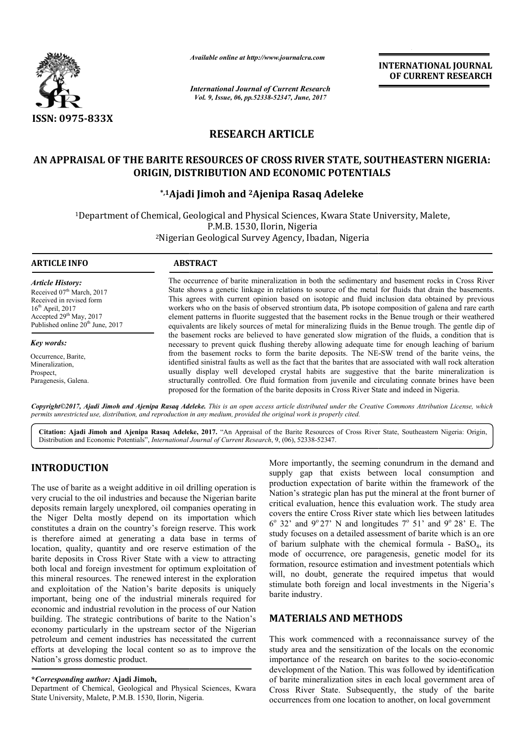ISSN: 0975-833X

*Available online at http://www.journalcra.com*

*International Journal of Current Research*
*Vol. 9, Issue, 06, pp.52338-52347, June, 2017*

**INTERNATIONAL JOURNAL OF CURRENT RESEARCH**

## RESEARCH ARTICLE

# AN APPRAISAL OF THE BARITE RESOURCES OF CROSS RIVER STATE, SOUTHEASTERN NIGERIA: ORIGIN, DISTRIBUTION AND ECONOMIC POTENTIALS

**\*,[1]Ajadi Jimoh and [2]Ajenipa Rasaq Adeleke**

[1]Department of Chemical, Geological and Physical Sciences, Kwara State University, Malete, P.M.B. 1530, Ilorin, Nigeria
[2]Nigerian Geological Survey Agency, Ibadan, Nigeria

**ARTICLE INFO**

*Article History:*
Received 07[th] March, 2017
Received in revised form
16[th] April, 2017
Accepted 29[th] May, 2017
Published online 20[th] June, 2017

*Key words:*
Occurrence, Barite,
Mineralization,
Prospect,
Paragenesis, Galena.

**ABSTRACT**

The occurrence of barite mineralization in both the sedimentary and basement rocks in Cross River State shows a genetic linkage in relations to source of the metal for fluids that drain the basements. This agrees with current opinion based on isotopic and fluid inclusion data obtained by previous workers who on the basis of observed strontium data, Pb isotope composition of galena and rare earth element patterns in fluorite suggested that the basement rocks in the Benue trough or their weathered equivalents are likely sources of metal for mineralizing fluids in the Benue trough. The gentle dip of the basement rocks are believed to have generated slow migration of the fluids, a condition that is necessary to prevent quick flushing thereby allowing adequate time for enough leaching of barium from the basement rocks to form the barite deposits. The NE-SW trend of the barite veins, the identified sinistral faults as well as the fact that the barites that are associated with wall rock alteration usually display well developed crystal habits are suggestive that the barite mineralization is structurally controlled. Ore fluid formation from juvenile and circulating connate brines have been proposed for the formation of the barite deposits in Cross River State and indeed in Nigeria.

*Copyright©2017, Ajadi Jimoh and Ajenipa Rasaq Adeleke. This is an open access article distributed under the Creative Commons Attribution License, which permits unrestricted use, distribution, and reproduction in any medium, provided the original work is properly cited.*

**Citation: Ajadi Jimoh and Ajenipa Rasaq Adeleke, 2017.** "An Appraisal of the Barite Resources of Cross River State, Southeastern Nigeria: Origin, Distribution and Economic Potentials", *International Journal of Current Research*, 9, (06), 52338-52347.

## INTRODUCTION

The use of barite as a weight additive in oil drilling operation is very crucial to the oil industries and because the Nigerian barite deposits remain largely unexplored, oil companies operating in the Niger Delta mostly depend on its importation which constitutes a drain on the country's foreign reserve. This work is therefore aimed at generating a data base in terms of location, quality, quantity and ore reserve estimation of the barite deposits in Cross River State with a view to attracting both local and foreign investment for optimum exploitation of this mineral resources. The renewed interest in the exploration and exploitation of the Nation's barite deposits is uniquely important, being one of the industrial minerals required for economic and industrial revolution in the process of our Nation building. The strategic contributions of barite to the Nation's economy particularly in the upstream sector of the Nigerian petroleum and cement industries has necessitated the current efforts at developing the local content so as to improve the Nation's gross domestic product.

More importantly, the seeming conundrum in the demand and supply gap that exists between local consumption and production expectation of barite within the framework of the Nation's strategic plan has put the mineral at the front burner of critical evaluation, hence this evaluation work. The study area covers the entire Cross River state which lies between latitudes 6° 32' and 9° 27' N and longitudes 7° 51' and 9° 28' E. The study focuses on a detailed assessment of barite which is an ore of barium sulphate with the chemical formula - $BaSO_4$, its mode of occurrence, ore paragenesis, genetic model for its formation, resource estimation and investment potentials which will, no doubt, generate the required impetus that would stimulate both foreign and local investments in the Nigeria's barite industry.

## MATERIALS AND METHODS

This work commenced with a reconnaissance survey of the study area and the sensitization of the locals on the economic importance of the research on barites to the socio-economic development of the Nation. This was followed by identification of barite mineralization sites in each local government area of Cross River State. Subsequently, the study of the barite occurrences from one location to another, on local government

**\*Corresponding author: Ajadi Jimoh,**
Department of Chemical, Geological and Physical Sciences, Kwara State University, Malete, P.M.B. 1530, Ilorin, Nigeria.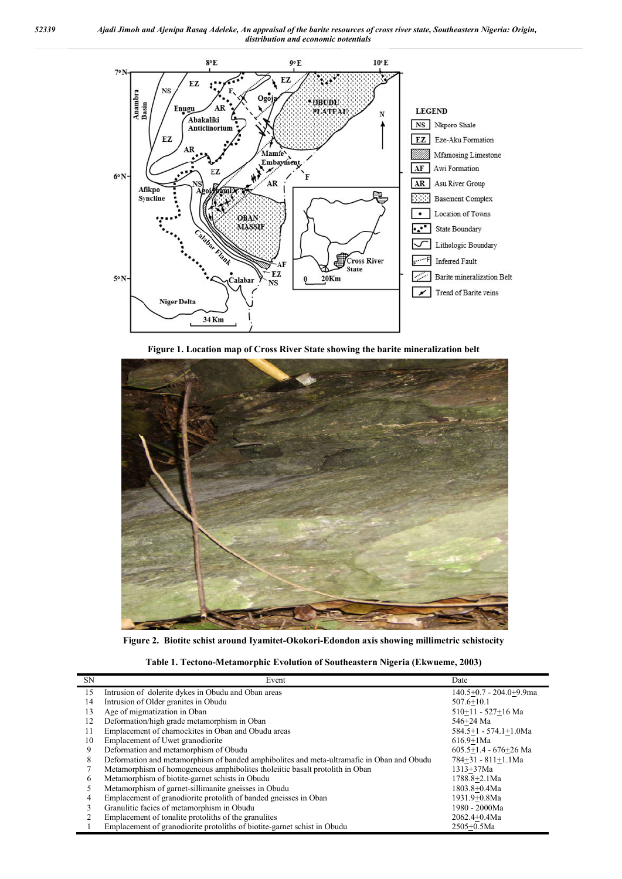Figure 1. Location map of Cross River State showing the barite mineralization belt

Figure 2. Biotite schist around Iyamitet-Okokori-Edondon axis showing millimetric schistocity

**Table 1. Tectono-Metamorphic Evolution of Southeastern Nigeria (Ekwueme, 2003)**

| SN | Event | Date |
|---|---|---|
| 15 | Intrusion of dolerite dykes in Obudu and Oban areas | 140.5±0.7 - 204.0±9.9ma |
| 14 | Intrusion of Older granites in Obudu | 507.6±10.1 |
| 13 | Age of migmatization in Oban | 510±11 - 527±16 Ma |
| 12 | Deformation/high grade metamorphism in Oban | 546±24 Ma |
| 11 | Emplacement of charnockites in Oban and Obudu areas | 584.5±1 - 574.1±1.0Ma |
| 10 | Emplacement of Uwet granodiorite | 616.9±1Ma |
| 9 | Deformation and metamorphism of Obudu | 605.5±1.4 - 676±26 Ma |
| 8 | Deformation and metamorphism of banded amphibolites and meta-ultramafic in Oban and Obudu | 784±31 - 811±1.1Ma |
| 7 | Metamorphism of homogeneous amphibolites tholeiitic basalt protolith in Oban | 1313±37Ma |
| 6 | Metamorphism of biotite-garnet schists in Obudu | 1788.8±2.1Ma |
| 5 | Metamorphism of garnet-sillimanite gneisses in Obudu | 1803.8±0.4Ma |
| 4 | Emplacement of granodiorite protolith of banded gneisses in Oban | 1931.9±0.8Ma |
| 3 | Granulitic facies of metamorphism in Obudu | 1980 - 2000Ma |
| 2 | Emplacement of tonalite protoliths of the granulites | 2062.4±0.4Ma |
| 1 | Emplacement of granodiorite protoliths of biotite-garnet schist in Obudu | 2505±0.5Ma |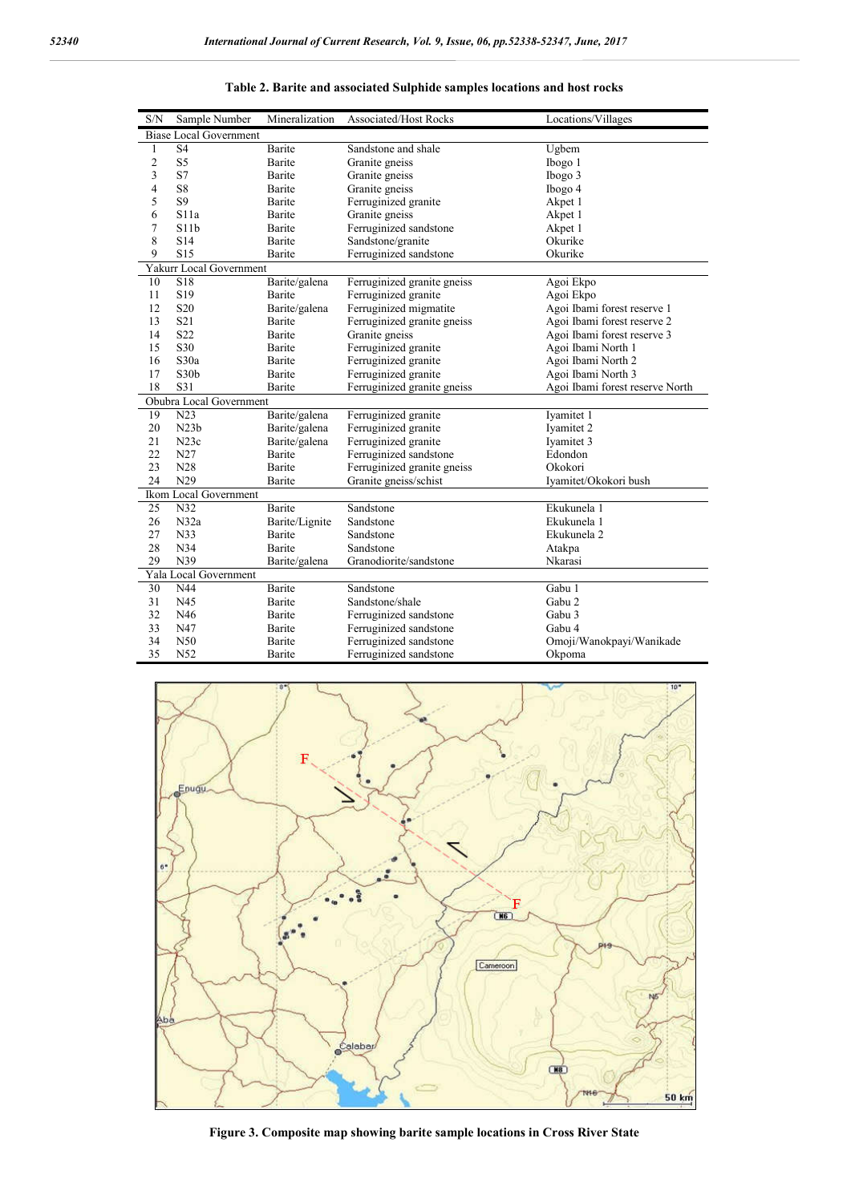**Table 2. Barite and associated Sulphide samples locations and host rocks**

| S/N | Sample Number | Mineralization | Associated/Host Rocks | Locations/Villages |
|---|---|---|---|---|
| Biase Local Government | | | | |
| 1 | S4 | Barite | Sandstone and shale | Ugbem |
| 2 | S5 | Barite | Granite gneiss | Ibogo 1 |
| 3 | S7 | Barite | Granite gneiss | Ibogo 3 |
| 4 | S8 | Barite | Granite gneiss | Ibogo 4 |
| 5 | S9 | Barite | Ferruginized granite | Akpet 1 |
| 6 | S11a | Barite | Granite gneiss | Akpet 1 |
| 7 | S11b | Barite | Ferruginized sandstone | Akpet 1 |
| 8 | S14 | Barite | Sandstone/granite | Okurike |
| 9 | S15 | Barite | Ferruginized sandstone | Okurike |
| Yakurr Local Government | | | | |
| 10 | S18 | Barite/galena | Ferruginized granite gneiss | Agoi Ekpo |
| 11 | S19 | Barite | Ferruginized granite | Agoi Ekpo |
| 12 | S20 | Barite/galena | Ferruginized migmatite | Agoi Ibami forest reserve 1 |
| 13 | S21 | Barite | Ferruginized granite gneiss | Agoi Ibami forest reserve 2 |
| 14 | S22 | Barite | Granite gneiss | Agoi Ibami forest reserve 3 |
| 15 | S30 | Barite | Ferruginized granite | Agoi Ibami North 1 |
| 16 | S30a | Barite | Ferruginized granite | Agoi Ibami North 2 |
| 17 | S30b | Barite | Ferruginized granite | Agoi Ibami North 3 |
| 18 | S31 | Barite | Ferruginized granite gneiss | Agoi Ibami forest reserve North |
| Obubra Local Government | | | | |
| 19 | N23 | Barite/galena | Ferruginized granite | Iyamitet 1 |
| 20 | N23b | Barite/galena | Ferruginized granite | Iyamitet 2 |
| 21 | N23c | Barite/galena | Ferruginized granite | Iyamitet 3 |
| 22 | N27 | Barite | Ferruginized sandstone | Edondon |
| 23 | N28 | Barite | Ferruginized granite gneiss | Okokori |
| 24 | N29 | Barite | Granite gneiss/schist | Iyamitet/Okokori bush |
| Ikom Local Government | | | | |
| 25 | N32 | Barite | Sandstone | Ekukunela 1 |
| 26 | N32a | Barite/Lignite | Sandstone | Ekukunela 1 |
| 27 | N33 | Barite | Sandstone | Ekukunela 2 |
| 28 | N34 | Barite | Sandstone | Atakpa |
| 29 | N39 | Barite/galena | Granodiorite/sandstone | Nkarasi |
| Yala Local Government | | | | |
| 30 | N44 | Barite | Sandstone | Gabu 1 |
| 31 | N45 | Barite | Sandstone/shale | Gabu 2 |
| 32 | N46 | Barite | Ferruginized sandstone | Gabu 3 |
| 33 | N47 | Barite | Ferruginized sandstone | Gabu 4 |
| 34 | N50 | Barite | Ferruginized sandstone | Omoji/Wanokpayi/Wanikade |
| 35 | N52 | Barite | Ferruginized sandstone | Okpoma |

**Figure 3. Composite map showing barite sample locations in Cross River State**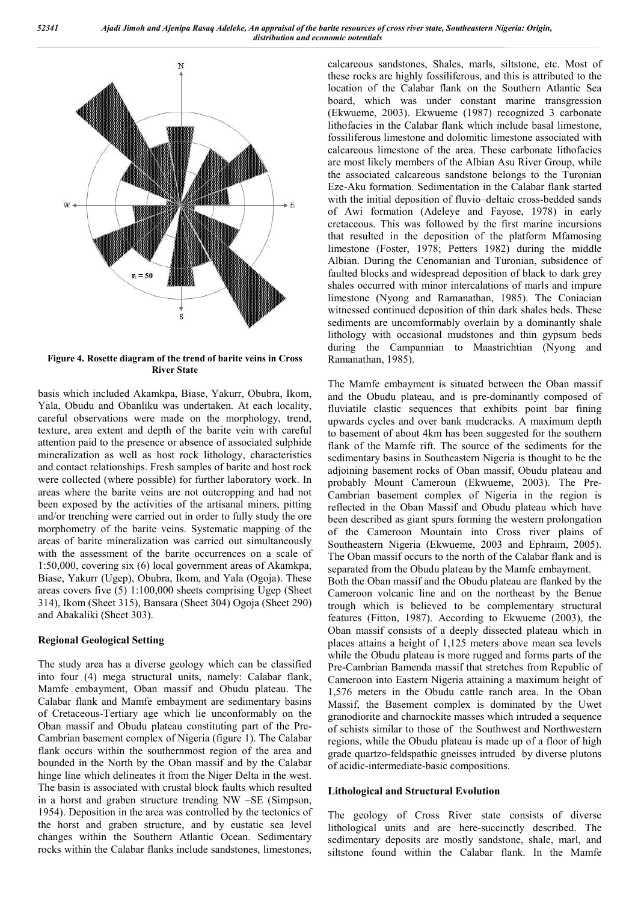**Figure 4. Rosette diagram of the trend of barite veins in Cross River State**

basis which included Akamkpa, Biase, Yakurr, Obubra, Ikom, Yala, Obudu and Obanliku was undertaken. At each locality, careful observations were made on the morphology, trend, texture, area extent and depth of the barite vein with careful attention paid to the presence or absence of associated sulphide mineralization as well as host rock lithology, characteristics and contact relationships. Fresh samples of barite and host rock were collected (where possible) for further laboratory work. In areas where the barite veins are not outcropping and had not been exposed by the activities of the artisanal miners, pitting and/or trenching were carried out in order to fully study the ore morphometry of the barite veins. Systematic mapping of the areas of barite mineralization was carried out simultaneously with the assessment of the barite occurrences on a scale of 1:50,000, covering six (6) local government areas of Akamkpa, Biase, Yakurr (Ugep), Obubra, Ikom, and Yala (Ogoja). These areas covers five (5) 1:100,000 sheets comprising Ugep (Sheet 314), Ikom (Sheet 315), Bansara (Sheet 304) Ogoja (Sheet 290) and Abakaliki (Sheet 303).

## Regional Geological Setting

The study area has a diverse geology which can be classified into four (4) mega structural units, namely: Calabar flank, Mamfe embayment, Oban massif and Obudu plateau. The Calabar flank and Mamfe embayment are sedimentary basins of Cretaceous-Tertiary age which lie unconformably on the Oban massif and Obudu plateau constituting part of the Pre-Cambrian basement complex of Nigeria (figure 1). The Calabar flank occurs within the southernmost region of the area and bounded in the North by the Oban massif and by the Calabar hinge line which delineates it from the Niger Delta in the west. The basin is associated with crustal block faults which resulted in a horst and graben structure trending NW –SE (Simpson, 1954). Deposition in the area was controlled by the tectonics of the horst and graben structure, and by eustatic sea level changes within the Southern Atlantic Ocean. Sedimentary rocks within the Calabar flanks include sandstones, limestones, calcareous sandstones, Shales, marls, siltstone, etc. Most of these rocks are highly fossiliferous, and this is attributed to the location of the Calabar flank on the Southern Atlantic Sea board, which was under constant marine transgression (Ekwueme, 2003). Ekwueme (1987) recognized 3 carbonate lithofacies in the Calabar flank which include basal limestone, fossiliferous limestone and dolomitic limestone associated with calcareous limestone of the area. These carbonate lithofacies are most likely members of the Albian Asu River Group, while the associated calcareous sandstone belongs to the Turonian Eze-Aku formation. Sedimentation in the Calabar flank started with the initial deposition of fluvio–deltaic cross-bedded sands of Awi formation (Adeleye and Fayose, 1978) in early cretaceous. This was followed by the first marine incursions that resulted in the deposition of the platform Mfamosing limestone (Foster, 1978; Petters 1982) during the middle Albian. During the Cenomanian and Turonian, subsidence of faulted blocks and widespread deposition of black to dark grey shales occurred with minor intercalations of marls and impure limestone (Nyong and Ramanathan, 1985). The Coniacian witnessed continued deposition of thin dark shales beds. These sediments are uncomformably overlain by a dominantly shale lithology with occasional mudstones and thin gypsum beds during the Campannian to Maastrichtian (Nyong and Ramanathan, 1985).

The Mamfe embayment is situated between the Oban massif and the Obudu plateau, and is pre-dominantly composed of fluviatile clastic sequences that exhibits point bar fining upwards cycles and over bank mudcracks. A maximum depth to basement of about 4km has been suggested for the southern flank of the Mamfe rift. The source of the sediments for the sedimentary basins in Southeastern Nigeria is thought to be the adjoining basement rocks of Oban massif, Obudu plateau and probably Mount Cameroun (Ekwueme, 2003). The Pre-Cambrian basement complex of Nigeria in the region is reflected in the Oban Massif and Obudu plateau which have been described as giant spurs forming the western prolongation of the Cameroon Mountain into Cross river plains of Southeastern Nigeria (Ekwueme, 2003 and Ephraim, 2005). The Oban massif occurs to the north of the Calabar flank and is separated from the Obudu plateau by the Mamfe embayment.

Both the Oban massif and the Obudu plateau are flanked by the Cameroon volcanic line and on the northeast by the Benue trough which is believed to be complementary structural features (Fitton, 1987). According to Ekwueme (2003), the Oban massif consists of a deeply dissected plateau which in places attains a height of 1,125 meters above mean sea levels while the Obudu plateau is more rugged and forms parts of the Pre-Cambrian Bamenda massif that stretches from Republic of Cameroon into Eastern Nigeria attaining a maximum height of 1,576 meters in the Obudu cattle ranch area. In the Oban Massif, the Basement complex is dominated by the Uwet granodiorite and charnockite masses which intruded a sequence of schists similar to those of the Southwest and Northwestern regions, while the Obudu plateau is made up of a floor of high grade quartzo-feldspathic gneisses intruded by diverse plutons of acidic-intermediate-basic compositions.

## Lithological and Structural Evolution

The geology of Cross River state consists of diverse lithological units and are here-succinctly described. The sedimentary deposits are mostly sandstone, shale, marl, and siltstone found within the Calabar flank. In the Mamfe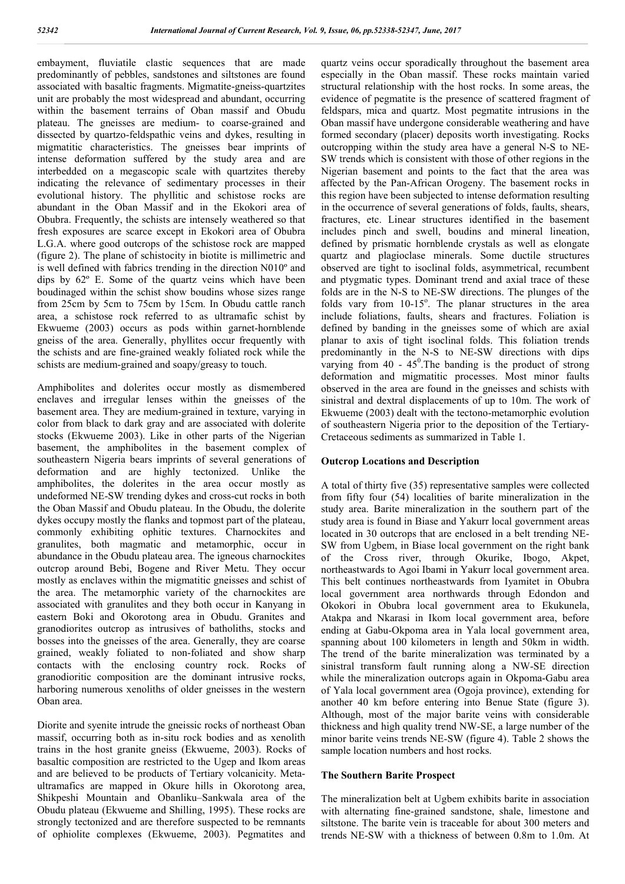embayment, fluviatile clastic sequences that are made predominantly of pebbles, sandstones and siltstones are found associated with basaltic fragments. Migmatite-gneiss-quartzites unit are probably the most widespread and abundant, occurring within the basement terrains of Oban massif and Obudu plateau. The gneisses are medium- to coarse-grained and dissected by quartzo-feldspathic veins and dykes, resulting in migmatitic characteristics. The gneisses bear imprints of intense deformation suffered by the study area and are interbedded on a megascopic scale with quartzites thereby indicating the relevance of sedimentary processes in their evolutional history. The phyllitic and schistose rocks are abundant in the Oban Massif and in the Ekokori area of Obubra. Frequently, the schists are intensely weathered so that fresh exposures are scarce except in Ekokori area of Obubra L.G.A. where good outcrops of the schistose rock are mapped (figure 2). The plane of schistocity in biotite is millimetric and is well defined with fabrics trending in the direction N010º and dips by 62º E. Some of the quartz veins which have been boudinaged within the schist show boudins whose sizes range from 25cm by 5cm to 75cm by 15cm. In Obudu cattle ranch area, a schistose rock referred to as ultramafic schist by Ekwueme (2003) occurs as pods within garnet-hornblende gneiss of the area. Generally, phyllites occur frequently with the schists and are fine-grained weakly foliated rock while the schists are medium-grained and soapy/greasy to touch.

Amphibolites and dolerites occur mostly as dismembered enclaves and irregular lenses within the gneisses of the basement area. They are medium-grained in texture, varying in color from black to dark gray and are associated with dolerite stocks (Ekwueme 2003). Like in other parts of the Nigerian basement, the amphibolites in the basement complex of southeastern Nigeria bears imprints of several generations of deformation and are highly tectonized. Unlike the amphibolites, the dolerites in the area occur mostly as undeformed NE-SW trending dykes and cross-cut rocks in both the Oban Massif and Obudu plateau. In the Obudu, the dolerite dykes occupy mostly the flanks and topmost part of the plateau, commonly exhibiting ophitic textures. Charnockites and granulites, both magmatic and metamorphic, occur in abundance in the Obudu plateau area. The igneous charnockites outcrop around Bebi, Bogene and River Metu. They occur mostly as enclaves within the migmatitic gneisses and schist of the area. The metamorphic variety of the charnockites are associated with granulites and they both occur in Kanyang in eastern Boki and Okorotong area in Obudu. Granites and granodiorites outcrop as intrusives of batholiths, stocks and bosses into the gneisses of the area. Generally, they are coarse grained, weakly foliated to non-foliated and show sharp contacts with the enclosing country rock. Rocks of granodioritic composition are the dominant intrusive rocks, harboring numerous xenoliths of older gneisses in the western Oban area.

Diorite and syenite intrude the gneissic rocks of northeast Oban massif, occurring both as in-situ rock bodies and as xenolith trains in the host granite gneiss (Ekwueme, 2003). Rocks of basaltic composition are restricted to the Ugep and Ikom areas and are believed to be products of Tertiary volcanicity. Meta-ultramafics are mapped in Okure hills in Okorotong area, Shikpeshi Mountain and Obanliku–Sankwala area of the Obudu plateau (Ekwueme and Shilling, 1995). These rocks are strongly tectonized and are therefore suspected to be remnants of ophiolite complexes (Ekwueme, 2003). Pegmatites and quartz veins occur sporadically throughout the basement area especially in the Oban massif. These rocks maintain varied structural relationship with the host rocks. In some areas, the evidence of pegmatite is the presence of scattered fragment of feldspars, mica and quartz. Most pegmatite intrusions in the Oban massif have undergone considerable weathering and have formed secondary (placer) deposits worth investigating. Rocks outcropping within the study area have a general N-S to NE-SW trends which is consistent with those of other regions in the Nigerian basement and points to the fact that the area was affected by the Pan-African Orogeny. The basement rocks in this region have been subjected to intense deformation resulting in the occurrence of several generations of folds, faults, shears, fractures, etc. Linear structures identified in the basement includes pinch and swell, boudins and mineral lineation, defined by prismatic hornblende crystals as well as elongate quartz and plagioclase minerals. Some ductile structures observed are tight to isoclinal folds, asymmetrical, recumbent and ptygmatic types. Dominant trend and axial trace of these folds are in the N-S to NE-SW directions. The plunges of the folds vary from 10-15º. The planar structures in the area include foliations, faults, shears and fractures. Foliation is defined by banding in the gneisses some of which are axial planar to axis of tight isoclinal folds. This foliation trends predominantly in the N-S to NE-SW directions with dips varying from 40 - 45º.The banding is the product of strong deformation and migmatitic processes. Most minor faults observed in the area are found in the gneisses and schists with sinistral and dextral displacements of up to 10m. The work of Ekwueme (2003) dealt with the tectono-metamorphic evolution of southeastern Nigeria prior to the deposition of the Tertiary-Cretaceous sediments as summarized in Table 1.

## Outcrop Locations and Description

A total of thirty five (35) representative samples were collected from fifty four (54) localities of barite mineralization in the study area. Barite mineralization in the southern part of the study area is found in Biase and Yakurr local government areas located in 30 outcrops that are enclosed in a belt trending NE-SW from Ugbem, in Biase local government on the right bank of the Cross river, through Okurike, Ibogo, Akpet, northeastwards to Agoi Ibami in Yakurr local government area. This belt continues northeastwards from Iyamitet in Obubra local government area northwards through Edondon and Okokori in Obubra local government area to Ekukunela, Atakpa and Nkarasi in Ikom local government area, before ending at Gabu-Okpoma area in Yala local government area, spanning about 100 kilometers in length and 50km in width. The trend of the barite mineralization was terminated by a sinistral transform fault running along a NW-SE direction while the mineralization outcrops again in Okpoma-Gabu area of Yala local government area (Ogoja province), extending for another 40 km before entering into Benue State (figure 3). Although, most of the major barite veins with considerable thickness and high quality trend NW-SE, a large number of the minor barite veins trends NE-SW (figure 4). Table 2 shows the sample location numbers and host rocks.

## The Southern Barite Prospect

The mineralization belt at Ugbem exhibits barite in association with alternating fine-grained sandstone, shale, limestone and siltstone. The barite vein is traceable for about 300 meters and trends NE-SW with a thickness of between 0.8m to 1.0m. At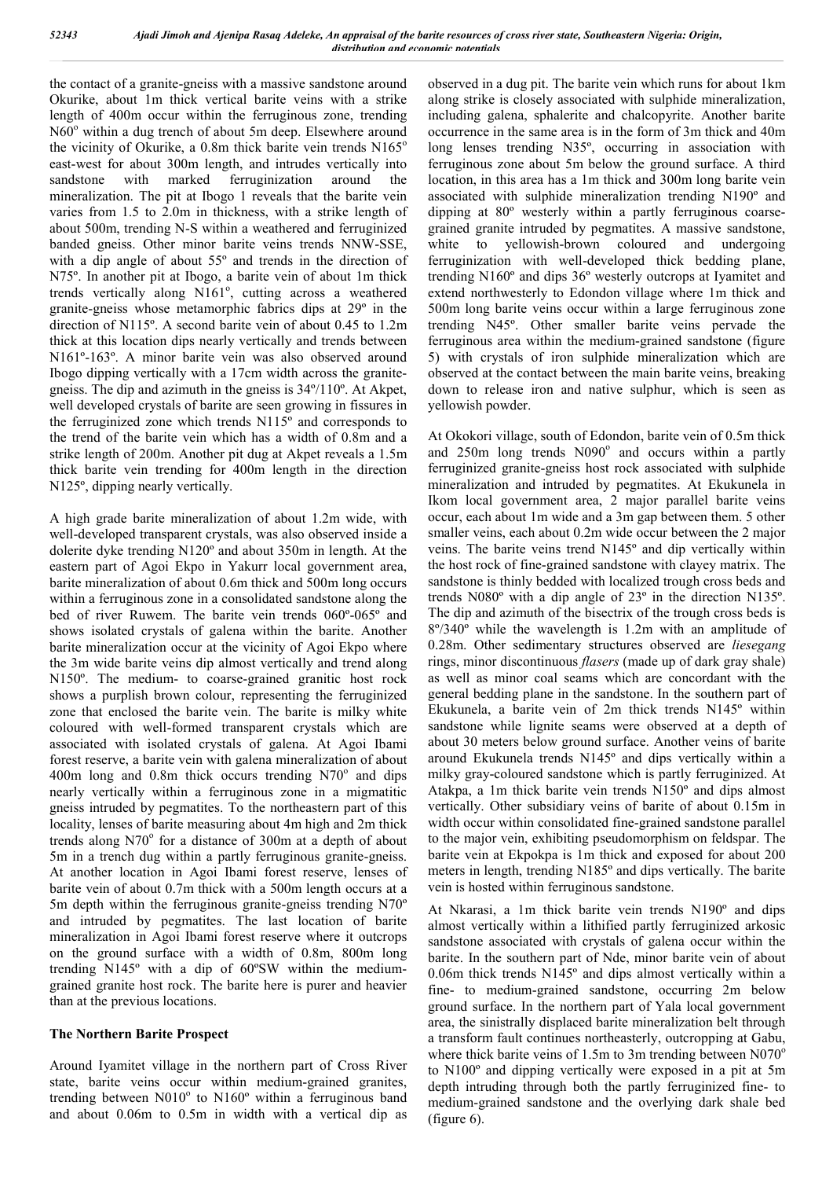the contact of a granite-gneiss with a massive sandstone around Okurike, about 1m thick vertical barite veins with a strike length of 400m occur within the ferruginous zone, trending N60$^o$ within a dug trench of about 5m deep. Elsewhere around the vicinity of Okurike, a 0.8m thick barite vein trends N165$^o$ east-west for about 300m length, and intrudes vertically into sandstone with marked ferruginization around the mineralization. The pit at Ibogo 1 reveals that the barite vein varies from 1.5 to 2.0m in thickness, with a strike length of about 500m, trending N-S within a weathered and ferruginized banded gneiss. Other minor barite veins trends NNW-SSE, with a dip angle of about 55º and trends in the direction of N75º. In another pit at Ibogo, a barite vein of about 1m thick trends vertically along N161$^o$, cutting across a weathered granite-gneiss whose metamorphic fabrics dips at 29º in the direction of N115º. A second barite vein of about 0.45 to 1.2m thick at this location dips nearly vertically and trends between N161º-163º. A minor barite vein was also observed around Ibogo dipping vertically with a 17cm width across the granite-gneiss. The dip and azimuth in the gneiss is 34º/110º. At Akpet, well developed crystals of barite are seen growing in fissures in the ferruginized zone which trends N115º and corresponds to the trend of the barite vein which has a width of 0.8m and a strike length of 200m. Another pit dug at Akpet reveals a 1.5m thick barite vein trending for 400m length in the direction N125º, dipping nearly vertically.

A high grade barite mineralization of about 1.2m wide, with well-developed transparent crystals, was also observed inside a dolerite dyke trending N120º and about 350m in length. At the eastern part of Agoi Ekpo in Yakurr local government area, barite mineralization of about 0.6m thick and 500m long occurs within a ferruginous zone in a consolidated sandstone along the bed of river Ruwem. The barite vein trends 060º-065º and shows isolated crystals of galena within the barite. Another barite mineralization occur at the vicinity of Agoi Ekpo where the 3m wide barite veins dip almost vertically and trend along N150º. The medium- to coarse-grained granitic host rock shows a purplish brown colour, representing the ferruginized zone that enclosed the barite vein. The barite is milky white coloured with well-formed transparent crystals which are associated with isolated crystals of galena. At Agoi Ibami forest reserve, a barite vein with galena mineralization of about 400m long and 0.8m thick occurs trending N70$^o$ and dips nearly vertically within a ferruginous zone in a migmatitic gneiss intruded by pegmatites. To the northeastern part of this locality, lenses of barite measuring about 4m high and 2m thick trends along N70$^o$ for a distance of 300m at a depth of about 5m in a trench dug within a partly ferruginous granite-gneiss. At another location in Agoi Ibami forest reserve, lenses of barite vein of about 0.7m thick with a 500m length occurs at a 5m depth within the ferruginous granite-gneiss trending N70º and intruded by pegmatites. The last location of barite mineralization in Agoi Ibami forest reserve where it outcrops on the ground surface with a width of 0.8m, 800m long trending N145º with a dip of 60ºSW within the medium-grained granite host rock. The barite here is purer and heavier than at the previous locations.

### The Northern Barite Prospect

Around Iyamitet village in the northern part of Cross River state, barite veins occur within medium-grained granites, trending between N010$^o$ to N160º within a ferruginous band and about 0.06m to 0.5m in width with a vertical dip as observed in a dug pit. The barite vein which runs for about 1km along strike is closely associated with sulphide mineralization, including galena, sphalerite and chalcopyrite. Another barite occurrence in the same area is in the form of 3m thick and 40m long lenses trending N35º, occurring in association with ferruginous zone about 5m below the ground surface. A third location, in this area has a 1m thick and 300m long barite vein associated with sulphide mineralization trending N190º and dipping at 80º westerly within a partly ferruginous coarse-grained granite intruded by pegmatites. A massive sandstone, white to yellowish-brown coloured and undergoing ferruginization with well-developed thick bedding plane, trending N160º and dips 36º westerly outcrops at Iyamitet and extend northwesterly to Edondon village where 1m thick and 500m long barite veins occur within a large ferruginous zone trending N45º. Other smaller barite veins pervade the ferruginous area within the medium-grained sandstone (figure 5) with crystals of iron sulphide mineralization which are observed at the contact between the main barite veins, breaking down to release iron and native sulphur, which is seen as yellowish powder.

At Okokori village, south of Edondon, barite vein of 0.5m thick and 250m long trends N090$^o$ and occurs within a partly ferruginized granite-gneiss host rock associated with sulphide mineralization and intruded by pegmatites. At Ekukunela in Ikom local government area, 2 major parallel barite veins occur, each about 1m wide and a 3m gap between them. 5 other smaller veins, each about 0.2m wide occur between the 2 major veins. The barite veins trend N145º and dip vertically within the host rock of fine-grained sandstone with clayey matrix. The sandstone is thinly bedded with localized trough cross beds and trends N080º with a dip angle of 23º in the direction N135º. The dip and azimuth of the bisectrix of the trough cross beds is 8º/340º while the wavelength is 1.2m with an amplitude of 0.28m. Other sedimentary structures observed are *liesegang* rings, minor discontinuous *flasers* (made up of dark gray shale) as well as minor coal seams which are concordant with the general bedding plane in the sandstone. In the southern part of Ekukunela, a barite vein of 2m thick trends N145º within sandstone while lignite seams were observed at a depth of about 30 meters below ground surface. Another veins of barite around Ekukunela trends N145º and dips vertically within a milky gray-coloured sandstone which is partly ferruginized. At Atakpa, a 1m thick barite vein trends N150º and dips almost vertically. Other subsidiary veins of barite of about 0.15m in width occur within consolidated fine-grained sandstone parallel to the major vein, exhibiting pseudomorphism on feldspar. The barite vein at Ekpokpa is 1m thick and exposed for about 200 meters in length, trending N185º and dips vertically. The barite vein is hosted within ferruginous sandstone.

At Nkarasi, a 1m thick barite vein trends N190º and dips almost vertically within a lithified partly ferruginized arkosic sandstone associated with crystals of galena occur within the barite. In the southern part of Nde, minor barite vein of about 0.06m thick trends N145º and dips almost vertically within a fine- to medium-grained sandstone, occurring 2m below ground surface. In the northern part of Yala local government area, the sinistrally displaced barite mineralization belt through a transform fault continues northeasterly, outcropping at Gabu, where thick barite veins of 1.5m to 3m trending between N070$^o$ to N100º and dipping vertically were exposed in a pit at 5m depth intruding through both the partly ferruginized fine- to medium-grained sandstone and the overlying dark shale bed (figure 6).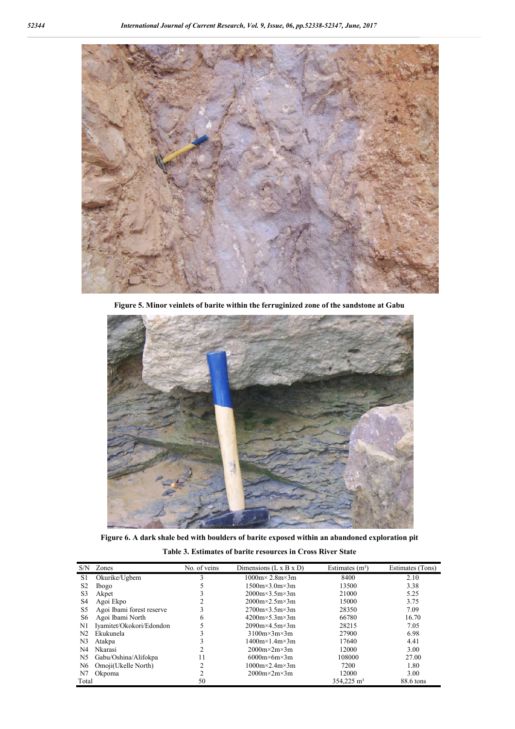**Figure 5. Minor veinlets of barite within the ferruginized zone of the sandstone at Gabu**

**Figure 6. A dark shale bed with boulders of barite exposed within an abandoned exploration pit**

**Table 3. Estimates of barite resources in Cross River State**

| S/N | Zones | No. of veins | Dimensions (L x B x D) | Estimates ($m^3$) | Estimates (Tons) |
|---|---|---|---|---|---|
| S1 | Okurike/Ugbem | 3 | 1000m× 2.8m×3m | 8400 | 2.10 |
| S2 | Ibogo | 5 | 1500m×3.0m×3m | 13500 | 3.38 |
| S3 | Akpet | 3 | 2000m×3.5m×3m | 21000 | 5.25 |
| S4 | Agoi Ekpo | 2 | 2000m×2.5m×3m | 15000 | 3.75 |
| S5 | Agoi Ibami forest reserve | 3 | 2700m×3.5m×3m | 28350 | 7.09 |
| S6 | Agoi Ibami North | 6 | 4200m×5.3m×3m | 66780 | 16.70 |
| N1 | Iyamitet/Okokori/Edondon | 5 | 2090m×4.5m×3m | 28215 | 7.05 |
| N2 | Ekukunela | 3 | 3100m×3m×3m | 27900 | 6.98 |
| N3 | Atakpa | 3 | 1400m×1.4m×3m | 17640 | 4.41 |
| N4 | Nkarasi | 2 | 2000m×2m×3m | 12000 | 3.00 |
| N5 | Gabu/Oshina/Alifokpa | 11 | 6000m×6m×3m | 108000 | 27.00 |
| N6 | Omoji(Ukelle North) | 2 | 1000m×2.4m×3m | 7200 | 1.80 |
| N7 | Okpoma | 2 | 2000m×2m×3m | 12000 | 3.00 |
| Total | | 50 | | 354,225 $m^3$ | 88.6 tons |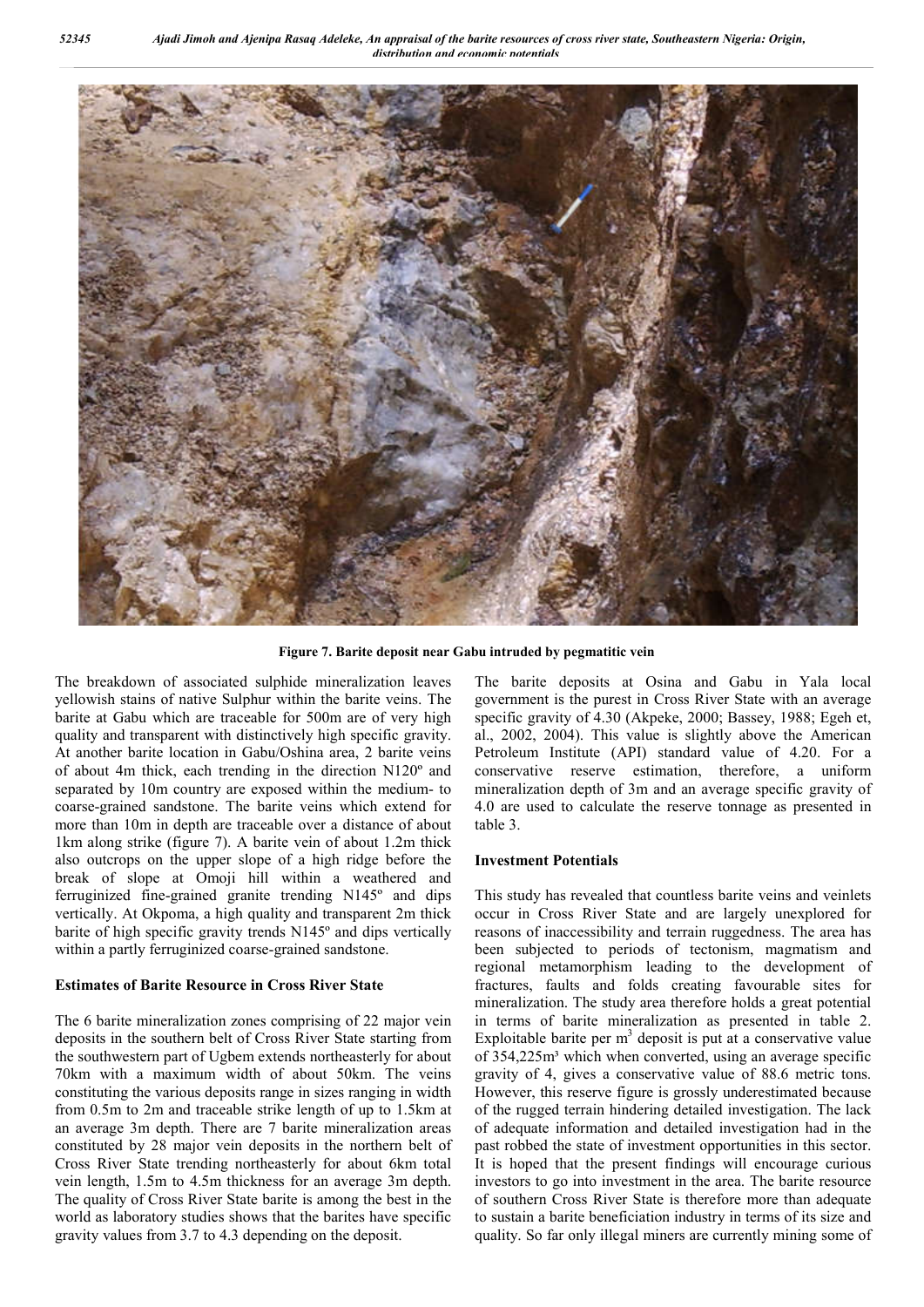Figure 7. Barite deposit near Gabu intruded by pegmatitic vein

The breakdown of associated sulphide mineralization leaves yellowish stains of native Sulphur within the barite veins. The barite at Gabu which are traceable for 500m are of very high quality and transparent with distinctively high specific gravity. At another barite location in Gabu/Oshina area, 2 barite veins of about 4m thick, each trending in the direction N120º and separated by 10m country are exposed within the medium- to coarse-grained sandstone. The barite veins which extend for more than 10m in depth are traceable over a distance of about 1km along strike (figure 7). A barite vein of about 1.2m thick also outcrops on the upper slope of a high ridge before the break of slope at Omoji hill within a weathered and ferruginized fine-grained granite trending N145º and dips vertically. At Okpoma, a high quality and transparent 2m thick barite of high specific gravity trends N145º and dips vertically within a partly ferruginized coarse-grained sandstone.

## Estimates of Barite Resource in Cross River State

The 6 barite mineralization zones comprising of 22 major vein deposits in the southern belt of Cross River State starting from the southwestern part of Ugbem extends northeasterly for about 70km with a maximum width of about 50km. The veins constituting the various deposits range in sizes ranging in width from 0.5m to 2m and traceable strike length of up to 1.5km at an average 3m depth. There are 7 barite mineralization areas constituted by 28 major vein deposits in the northern belt of Cross River State trending northeasterly for about 6km total vein length, 1.5m to 4.5m thickness for an average 3m depth. The quality of Cross River State barite is among the best in the world as laboratory studies shows that the barites have specific gravity values from 3.7 to 4.3 depending on the deposit.

The barite deposits at Osina and Gabu in Yala local government is the purest in Cross River State with an average specific gravity of 4.30 (Akpeke, 2000; Bassey, 1988; Egeh et, al., 2002, 2004). This value is slightly above the American Petroleum Institute (API) standard value of 4.20. For a conservative reserve estimation, therefore, a uniform mineralization depth of 3m and an average specific gravity of 4.0 are used to calculate the reserve tonnage as presented in table 3.

## Investment Potentials

This study has revealed that countless barite veins and veinlets occur in Cross River State and are largely unexplored for reasons of inaccessibility and terrain ruggedness. The area has been subjected to periods of tectonism, magmatism and regional metamorphism leading to the development of fractures, faults and folds creating favourable sites for mineralization. The study area therefore holds a great potential in terms of barite mineralization as presented in table 2. Exploitable barite per $m^3$ deposit is put at a conservative value of $354{,}225m^3$ which when converted, using an average specific gravity of 4, gives a conservative value of 88.6 metric tons. However, this reserve figure is grossly underestimated because of the rugged terrain hindering detailed investigation. The lack of adequate information and detailed investigation had in the past robbed the state of investment opportunities in this sector. It is hoped that the present findings will encourage curious investors to go into investment in the area. The barite resource of southern Cross River State is therefore more than adequate to sustain a barite beneficiation industry in terms of its size and quality. So far only illegal miners are currently mining some of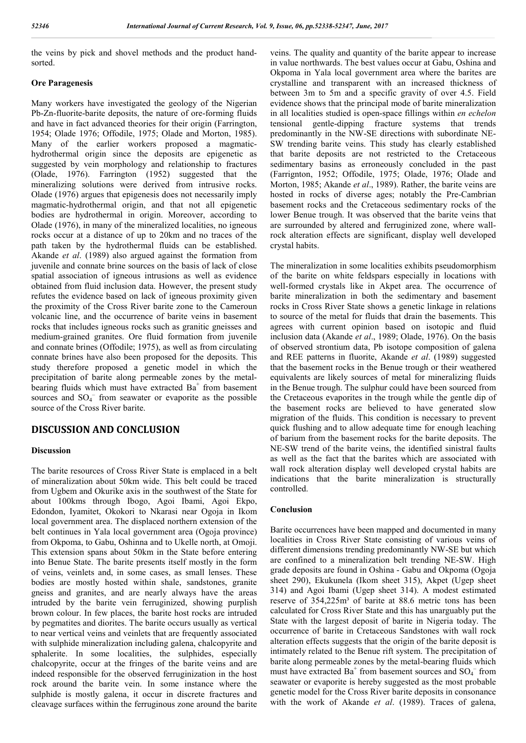the veins by pick and shovel methods and the product hand-sorted.

### Ore Paragenesis

Many workers have investigated the geology of the Nigerian Pb-Zn-fluorite-barite deposits, the nature of ore-forming fluids and have in fact advanced theories for their origin (Farrington, 1954; Olade 1976; Offodile, 1975; Olade and Morton, 1985). Many of the earlier workers proposed a magmatic-hydrothermal origin since the deposits are epigenetic as suggested by vein morphology and relationship to fractures (Olade, 1976). Farrington (1952) suggested that the mineralizing solutions were derived from intrusive rocks. Olade (1976) argues that epigenesis does not necessarily imply magmatic-hydrothermal origin, and that not all epigenetic bodies are hydrothermal in origin. Moreover, according to Olade (1976), in many of the mineralized localities, no igneous rocks occur at a distance of up to 20km and no traces of the path taken by the hydrothermal fluids can be established. Akande *et al*. (1989) also argued against the formation from juvenile and connate brine sources on the basis of lack of close spatial association of igneous intrusions as well as evidence obtained from fluid inclusion data. However, the present study refutes the evidence based on lack of igneous proximity given the proximity of the Cross River barite zone to the Cameroun volcanic line, and the occurrence of barite veins in basement rocks that includes igneous rocks such as granitic gneisses and medium-grained granites. Ore fluid formation from juvenile and connate brines (Offodile; 1975), as well as from circulating connate brines have also been proposed for the deposits. This study therefore proposed a genetic model in which the precipitation of barite along permeable zones by the metal-bearing fluids which must have extracted $Ba^{+}$ from basement sources and $SO_4^{-}$ from seawater or evaporite as the possible source of the Cross River barite.

## DISCUSSION AND CONCLUSION

### Discussion

The barite resources of Cross River State is emplaced in a belt of mineralization about 50km wide. This belt could be traced from Ugbem and Okurike axis in the southwest of the State for about 100kms through Ibogo, Agoi Ibami, Agoi Ekpo, Edondon, Iyamitet, Okokori to Nkarasi near Ogoja in Ikom local government area. The displaced northern extension of the belt continues in Yala local government area (Ogoja province) from Okpoma, to Gabu, Oshinna and to Ukelle north, at Omoji. This extension spans about 50km in the State before entering into Benue State. The barite presents itself mostly in the form of veins, veinlets and, in some cases, as small lenses. These bodies are mostly hosted within shale, sandstones, granite gneiss and granites, and are nearly always have the areas intruded by the barite vein ferruginized, showing purplish brown colour. In few places, the barite host rocks are intruded by pegmatites and diorites. The barite occurs usually as vertical to near vertical veins and veinlets that are frequently associated with sulphide mineralization including galena, chalcopyrite and sphalerite. In some localities, the sulphides, especially chalcopyrite, occur at the fringes of the barite veins and are indeed responsible for the observed ferruginization in the host rock around the barite vein. In some instance where the sulphide is mostly galena, it occur in discrete fractures and cleavage surfaces within the ferruginous zone around the barite veins. The quality and quantity of the barite appear to increase in value northwards. The best values occur at Gabu, Oshina and Okpoma in Yala local government area where the barites are crystalline and transparent with an increased thickness of between 3m to 5m and a specific gravity of over 4.5. Field evidence shows that the principal mode of barite mineralization in all localities studied is open-space fillings within *en echelon* tensional gentle-dipping fracture systems that trends predominantly in the NW-SE directions with subordinate NE-SW trending barite veins. This study has clearly established that barite deposits are not restricted to the Cretaceous sedimentary basins as erroneously concluded in the past (Farrignton, 1952; Offodile, 1975; Olade, 1976; Olade and Morton, 1985; Akande *et al*., 1989). Rather, the barite veins are hosted in rocks of diverse ages; notably the Pre-Cambrian basement rocks and the Cretaceous sedimentary rocks of the lower Benue trough. It was observed that the barite veins that are surrounded by altered and ferruginized zone, where wall-rock alteration effects are significant, display well developed crystal habits.

The mineralization in some localities exhibits pseudomorphism of the barite on white feldspars especially in locations with well-formed crystals like in Akpet area. The occurrence of barite mineralization in both the sedimentary and basement rocks in Cross River State shows a genetic linkage in relations to source of the metal for fluids that drain the basements. This agrees with current opinion based on isotopic and fluid inclusion data (Akande *et al*., 1989; Olade, 1976). On the basis of observed strontium data, Pb isotope composition of galena and REE patterns in fluorite, Akande *et al*. (1989) suggested that the basement rocks in the Benue trough or their weathered equivalents are likely sources of metal for mineralizing fluids in the Benue trough. The sulphur could have been sourced from the Cretaceous evaporites in the trough while the gentle dip of the basement rocks are believed to have generated slow migration of the fluids. This condition is necessary to prevent quick flushing and to allow adequate time for enough leaching of barium from the basement rocks for the barite deposits. The NE-SW trend of the barite veins, the identified sinistral faults as well as the fact that the barites which are associated with wall rock alteration display well developed crystal habits are indications that the barite mineralization is structurally controlled.

### Conclusion

Barite occurrences have been mapped and documented in many localities in Cross River State consisting of various veins of different dimensions trending predominantly NW-SE but which are confined to a mineralization belt trending NE-SW. High grade deposits are found in Oshina - Gabu and Okpoma (Ogoja sheet 290), Ekukunela (Ikom sheet 315), Akpet (Ugep sheet 314) and Agoi Ibami (Ugep sheet 314). A modest estimated reserve of 354,225m³ of barite at 88.6 metric tons has been calculated for Cross River State and this has unarguably put the State with the largest deposit of barite in Nigeria today. The occurrence of barite in Cretaceous Sandstones with wall rock alteration effects suggests that the origin of the barite deposit is intimately related to the Benue rift system. The precipitation of barite along permeable zones by the metal-bearing fluids which must have extracted $Ba^{+}$ from basement sources and $SO_4^{-}$ from seawater or evaporite is hereby suggested as the most probable genetic model for the Cross River barite deposits in consonance with the work of Akande *et al*. (1989). Traces of galena,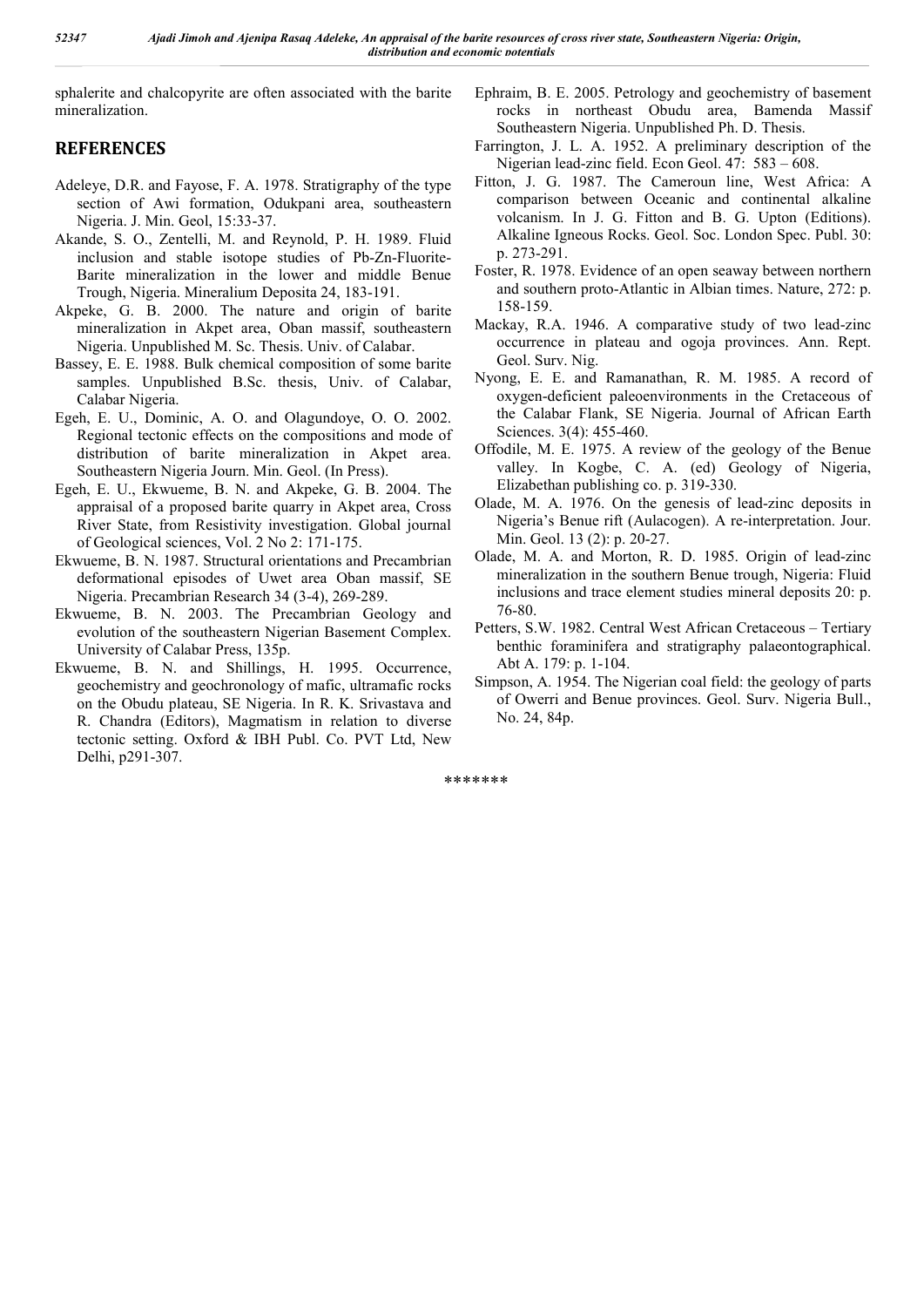sphalerite and chalcopyrite are often associated with the barite mineralization.

## REFERENCES

Adeleye, D.R. and Fayose, F. A. 1978. Stratigraphy of the type section of Awi formation, Odukpani area, southeastern Nigeria. J. Min. Geol, 15:33-37.

Akande, S. O., Zentelli, M. and Reynold, P. H. 1989. Fluid inclusion and stable isotope studies of Pb-Zn-Fluorite-Barite mineralization in the lower and middle Benue Trough, Nigeria. Mineralium Deposita 24, 183-191.

Akpeke, G. B. 2000. The nature and origin of barite mineralization in Akpet area, Oban massif, southeastern Nigeria. Unpublished M. Sc. Thesis. Univ. of Calabar.

Bassey, E. E. 1988. Bulk chemical composition of some barite samples. Unpublished B.Sc. thesis, Univ. of Calabar, Calabar Nigeria.

Egeh, E. U., Dominic, A. O. and Olagundoye, O. O. 2002. Regional tectonic effects on the compositions and mode of distribution of barite mineralization in Akpet area. Southeastern Nigeria Journ. Min. Geol. (In Press).

Egeh, E. U., Ekwueme, B. N. and Akpeke, G. B. 2004. The appraisal of a proposed barite quarry in Akpet area, Cross River State, from Resistivity investigation. Global journal of Geological sciences, Vol. 2 No 2: 171-175.

Ekwueme, B. N. 1987. Structural orientations and Precambrian deformational episodes of Uwet area Oban massif, SE Nigeria. Precambrian Research 34 (3-4), 269-289.

Ekwueme, B. N. 2003. The Precambrian Geology and evolution of the southeastern Nigerian Basement Complex. University of Calabar Press, 135p.

Ekwueme, B. N. and Shillings, H. 1995. Occurrence, geochemistry and geochronology of mafic, ultramafic rocks on the Obudu plateau, SE Nigeria. In R. K. Srivastava and R. Chandra (Editors), Magmatism in relation to diverse tectonic setting. Oxford & IBH Publ. Co. PVT Ltd, New Delhi, p291-307.

Ephraim, B. E. 2005. Petrology and geochemistry of basement rocks in northeast Obudu area, Bamenda Massif Southeastern Nigeria. Unpublished Ph. D. Thesis.

Farrington, J. L. A. 1952. A preliminary description of the Nigerian lead-zinc field. Econ Geol. 47: 583 – 608.

Fitton, J. G. 1987. The Cameroun line, West Africa: A comparison between Oceanic and continental alkaline volcanism. In J. G. Fitton and B. G. Upton (Editions). Alkaline Igneous Rocks. Geol. Soc. London Spec. Publ. 30: p. 273-291.

Foster, R. 1978. Evidence of an open seaway between northern and southern proto-Atlantic in Albian times. Nature, 272: p. 158-159.

Mackay, R.A. 1946. A comparative study of two lead-zinc occurrence in plateau and ogoja provinces. Ann. Rept. Geol. Surv. Nig.

Nyong, E. E. and Ramanathan, R. M. 1985. A record of oxygen-deficient paleoenvironments in the Cretaceous of the Calabar Flank, SE Nigeria. Journal of African Earth Sciences. 3(4): 455-460.

Offodile, M. E. 1975. A review of the geology of the Benue valley. In Kogbe, C. A. (ed) Geology of Nigeria, Elizabethan publishing co. p. 319-330.

Olade, M. A. 1976. On the genesis of lead-zinc deposits in Nigeria's Benue rift (Aulacogen). A re-interpretation. Jour. Min. Geol. 13 (2): p. 20-27.

Olade, M. A. and Morton, R. D. 1985. Origin of lead-zinc mineralization in the southern Benue trough, Nigeria: Fluid inclusions and trace element studies mineral deposits 20: p. 76-80.

Petters, S.W. 1982. Central West African Cretaceous – Tertiary benthic foraminifera and stratigraphy palaeontographical. Abt A. 179: p. 1-104.

Simpson, A. 1954. The Nigerian coal field: the geology of parts of Owerri and Benue provinces. Geol. Surv. Nigeria Bull., No. 24, 84p.

*******